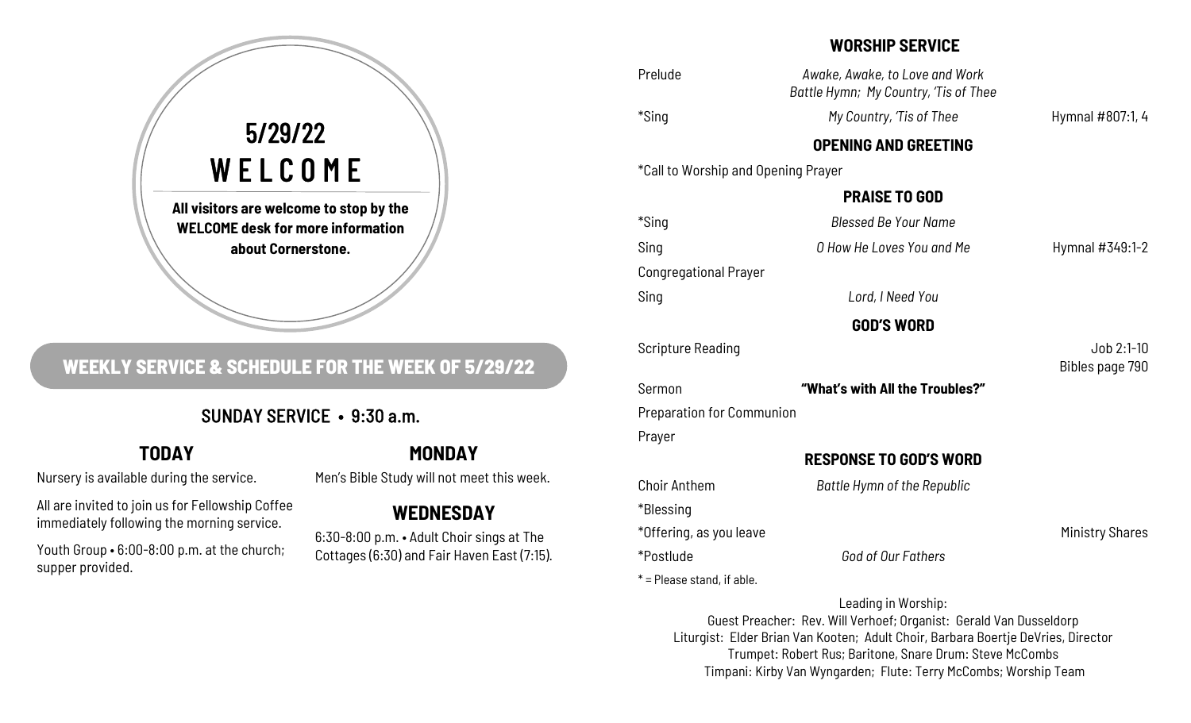# 5/29/22
# WELCOME

**All visitors are welcome to stop by the WELCOME desk for more information about Cornerstone.**

## WEEKLY SERVICE & SCHEDULE FOR THE WEEK OF 5/29/22

### SUNDAY SERVICE • 9:30 a.m.

### TODAY

Nursery is available during the service.

All are invited to join us for Fellowship Coffee immediately following the morning service.

Youth Group • 6:00-8:00 p.m. at the church; supper provided.

### MONDAY

Men's Bible Study will not meet this week.

### WEDNESDAY

6:30-8:00 p.m. • Adult Choir sings at The Cottages (6:30) and Fair Haven East (7:15).

## WORSHIP SERVICE

Prelude — *Awake, Awake, to Love and Work*
*Battle Hymn; My Country, 'Tis of Thee*

*Sing — *My Country, 'Tis of Thee* — Hymnal #807:1, 4

### OPENING AND GREETING

*Call to Worship and Opening Prayer

### PRAISE TO GOD

*Sing — *Blessed Be Your Name*

Sing — *O How He Loves You and Me* — Hymnal #349:1-2

Congregational Prayer

Sing — *Lord, I Need You*

### GOD'S WORD

Scripture Reading — Job 2:1-10
Bibles page 790

Sermon — **"What's with All the Troubles?"**

Preparation for Communion

Prayer

### RESPONSE TO GOD'S WORD

Choir Anthem — *Battle Hymn of the Republic*

*Blessing

*Offering, as you leave — Ministry Shares

*Postlude — *God of Our Fathers*

* = Please stand, if able.

Leading in Worship:
Guest Preacher: Rev. Will Verhoef; Organist: Gerald Van Dusseldorp
Liturgist: Elder Brian Van Kooten; Adult Choir, Barbara Boertje DeVries, Director
Trumpet: Robert Rus; Baritone, Snare Drum: Steve McCombs
Timpani: Kirby Van Wyngarden; Flute: Terry McCombs; Worship Team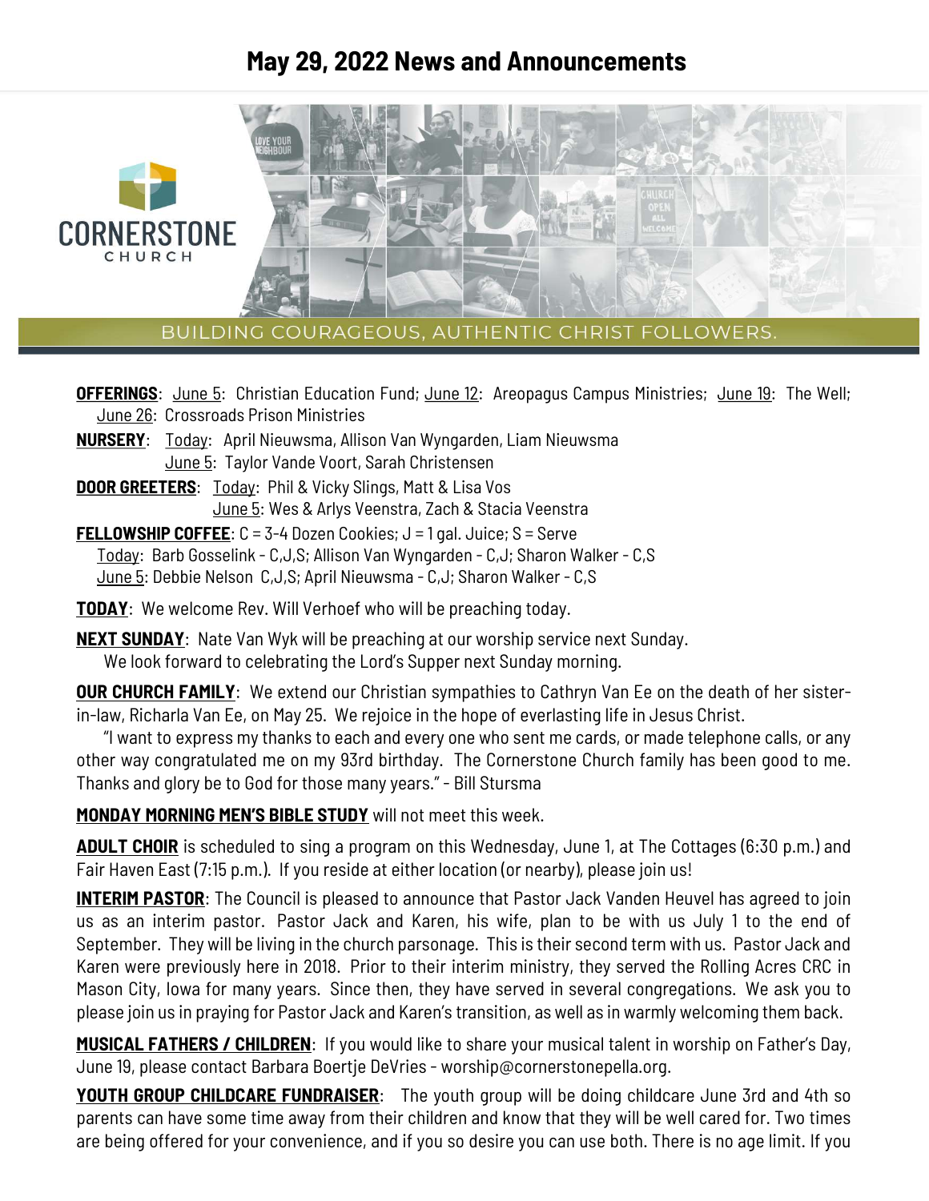# May 29, 2022 News and Announcements

CORNERSTONE CHURCH

BUILDING COURAGEOUS, AUTHENTIC CHRIST FOLLOWERS.

**OFFERINGS**: June 5: Christian Education Fund; June 12: Areopagus Campus Ministries; June 19: The Well; June 26: Crossroads Prison Ministries

**NURSERY**: Today: April Nieuwsma, Allison Van Wyngarden, Liam Nieuwsma
June 5: Taylor Vande Voort, Sarah Christensen

**DOOR GREETERS**: Today: Phil & Vicky Slings, Matt & Lisa Vos
June 5: Wes & Arlys Veenstra, Zach & Stacia Veenstra

**FELLOWSHIP COFFEE**: C = 3-4 Dozen Cookies; J = 1 gal. Juice; S = Serve
Today: Barb Gosselink - C,J,S; Allison Van Wyngarden - C,J; Sharon Walker - C,S
June 5: Debbie Nelson C,J,S; April Nieuwsma - C,J; Sharon Walker - C,S

**TODAY**: We welcome Rev. Will Verhoef who will be preaching today.

**NEXT SUNDAY**: Nate Van Wyk will be preaching at our worship service next Sunday. We look forward to celebrating the Lord's Supper next Sunday morning.

**OUR CHURCH FAMILY**: We extend our Christian sympathies to Cathryn Van Ee on the death of her sister-in-law, Richarla Van Ee, on May 25. We rejoice in the hope of everlasting life in Jesus Christ.

"I want to express my thanks to each and every one who sent me cards, or made telephone calls, or any other way congratulated me on my 93rd birthday. The Cornerstone Church family has been good to me. Thanks and glory be to God for those many years." - Bill Stursma

**MONDAY MORNING MEN'S BIBLE STUDY** will not meet this week.

**ADULT CHOIR** is scheduled to sing a program on this Wednesday, June 1, at The Cottages (6:30 p.m.) and Fair Haven East (7:15 p.m.). If you reside at either location (or nearby), please join us!

**INTERIM PASTOR**: The Council is pleased to announce that Pastor Jack Vanden Heuvel has agreed to join us as an interim pastor. Pastor Jack and Karen, his wife, plan to be with us July 1 to the end of September. They will be living in the church parsonage. This is their second term with us. Pastor Jack and Karen were previously here in 2018. Prior to their interim ministry, they served the Rolling Acres CRC in Mason City, Iowa for many years. Since then, they have served in several congregations. We ask you to please join us in praying for Pastor Jack and Karen's transition, as well as in warmly welcoming them back.

**MUSICAL FATHERS / CHILDREN**: If you would like to share your musical talent in worship on Father's Day, June 19, please contact Barbara Boertje DeVries - worship@cornerstonepella.org.

**YOUTH GROUP CHILDCARE FUNDRAISER**: The youth group will be doing childcare June 3rd and 4th so parents can have some time away from their children and know that they will be well cared for. Two times are being offered for your convenience, and if you so desire you can use both. There is no age limit. If you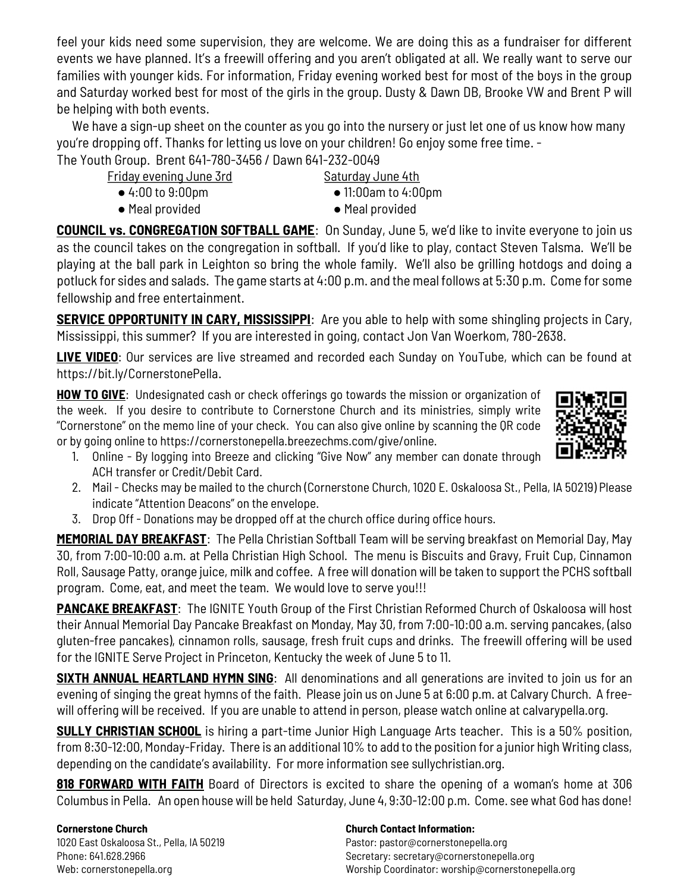feel your kids need some supervision, they are welcome. We are doing this as a fundraiser for different events we have planned. It's a freewill offering and you aren't obligated at all. We really want to serve our families with younger kids. For information, Friday evening worked best for most of the boys in the group and Saturday worked best for most of the girls in the group. Dusty & Dawn DB, Brooke VW and Brent P will be helping with both events.

We have a sign-up sheet on the counter as you go into the nursery or just let one of us know how many you're dropping off. Thanks for letting us love on your children! Go enjoy some free time. - The Youth Group. Brent 641-780-3456 / Dawn 641-232-0049

Friday evening June 3rd
- 4:00 to 9:00pm
- Meal provided

Saturday June 4th
- 11:00am to 4:00pm
- Meal provided

**COUNCIL vs. CONGREGATION SOFTBALL GAME**: On Sunday, June 5, we'd like to invite everyone to join us as the council takes on the congregation in softball. If you'd like to play, contact Steven Talsma. We'll be playing at the ball park in Leighton so bring the whole family. We'll also be grilling hotdogs and doing a potluck for sides and salads. The game starts at 4:00 p.m. and the meal follows at 5:30 p.m. Come for some fellowship and free entertainment.

**SERVICE OPPORTUNITY IN CARY, MISSISSIPPI**: Are you able to help with some shingling projects in Cary, Mississippi, this summer? If you are interested in going, contact Jon Van Woerkom, 780-2638.

**LIVE VIDEO**: Our services are live streamed and recorded each Sunday on YouTube, which can be found at https://bit.ly/CornerstonePella.

**HOW TO GIVE**: Undesignated cash or check offerings go towards the mission or organization of the week. If you desire to contribute to Cornerstone Church and its ministries, simply write "Cornerstone" on the memo line of your check. You can also give online by scanning the QR code or by going online to https://cornerstonepella.breezechms.com/give/online.

1. Online - By logging into Breeze and clicking "Give Now" any member can donate through ACH transfer or Credit/Debit Card.
2. Mail - Checks may be mailed to the church (Cornerstone Church, 1020 E. Oskaloosa St., Pella, IA 50219) Please indicate "Attention Deacons" on the envelope.
3. Drop Off - Donations may be dropped off at the church office during office hours.

**MEMORIAL DAY BREAKFAST**: The Pella Christian Softball Team will be serving breakfast on Memorial Day, May 30, from 7:00-10:00 a.m. at Pella Christian High School. The menu is Biscuits and Gravy, Fruit Cup, Cinnamon Roll, Sausage Patty, orange juice, milk and coffee. A free will donation will be taken to support the PCHS softball program. Come, eat, and meet the team. We would love to serve you!!!

**PANCAKE BREAKFAST**: The IGNITE Youth Group of the First Christian Reformed Church of Oskaloosa will host their Annual Memorial Day Pancake Breakfast on Monday, May 30, from 7:00-10:00 a.m. serving pancakes, (also gluten-free pancakes), cinnamon rolls, sausage, fresh fruit cups and drinks. The freewill offering will be used for the IGNITE Serve Project in Princeton, Kentucky the week of June 5 to 11.

**SIXTH ANNUAL HEARTLAND HYMN SING**: All denominations and all generations are invited to join us for an evening of singing the great hymns of the faith. Please join us on June 5 at 6:00 p.m. at Calvary Church. A free-will offering will be received. If you are unable to attend in person, please watch online at calvarypella.org.

**SULLY CHRISTIAN SCHOOL** is hiring a part-time Junior High Language Arts teacher. This is a 50% position, from 8:30-12:00, Monday-Friday. There is an additional 10% to add to the position for a junior high Writing class, depending on the candidate's availability. For more information see sullychristian.org.

**818 FORWARD WITH FAITH** Board of Directors is excited to share the opening of a woman's home at 306 Columbus in Pella. An open house will be held Saturday, June 4, 9:30-12:00 p.m. Come. see what God has done!

**Cornerstone Church**
1020 East Oskaloosa St., Pella, IA 50219
Phone: 641.628.2966
Web: cornerstonepella.org

**Church Contact Information:**
Pastor: pastor@cornerstonepella.org
Secretary: secretary@cornerstonepella.org
Worship Coordinator: worship@cornerstonepella.org